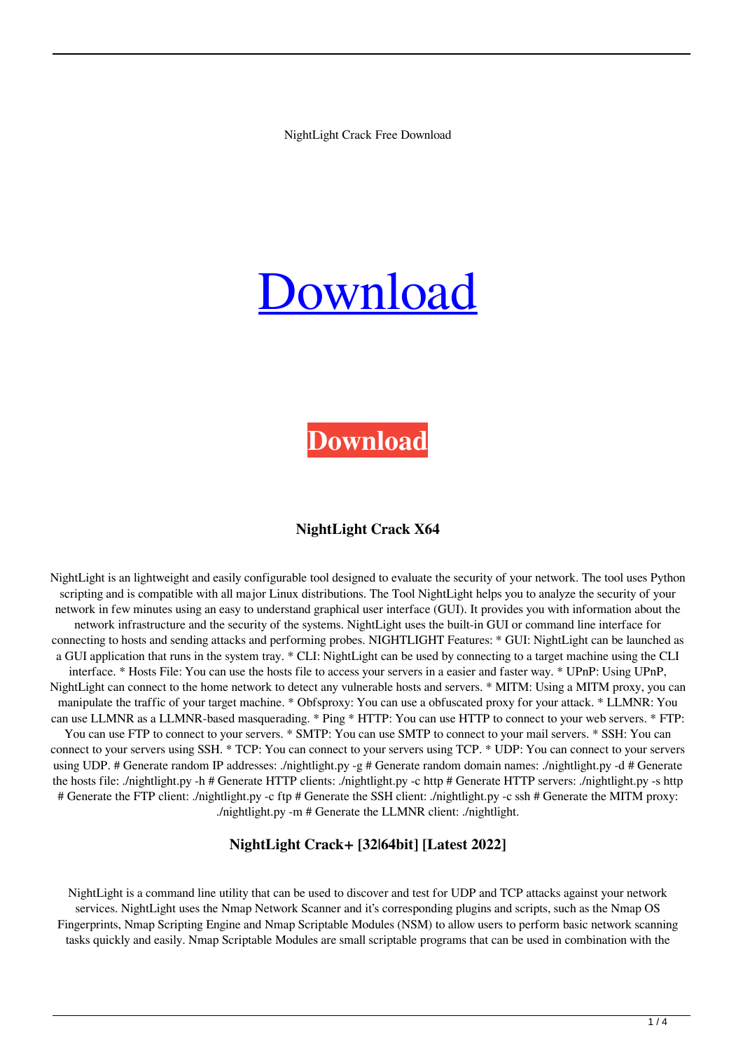NightLight Crack Free Download

# Download

**Download**

### NightLight Crack X64

NightLight is an lightweight and easily configurable tool designed to evaluate the security of your network. The tool uses Python scripting and is compatible with all major Linux distributions. The Tool NightLight helps you to analyze the security of your network in few minutes using an easy to understand graphical user interface (GUI). It provides you with information about the network infrastructure and the security of the systems. NightLight uses the built-in GUI or command line interface for connecting to hosts and sending attacks and performing probes. NIGHTLIGHT Features: * GUI: NightLight can be launched as a GUI application that runs in the system tray. * CLI: NightLight can be used by connecting to a target machine using the CLI interface. * Hosts File: You can use the hosts file to access your servers in a easier and faster way. * UPnP: Using UPnP, NightLight can connect to the home network to detect any vulnerable hosts and servers. * MITM: Using a MITM proxy, you can manipulate the traffic of your target machine. * Obfsproxy: You can use a obfuscated proxy for your attack. * LLMNR: You can use LLMNR as a LLMNR-based masquerading. * Ping * HTTP: You can use HTTP to connect to your web servers. * FTP: You can use FTP to connect to your servers. * SMTP: You can use SMTP to connect to your mail servers. * SSH: You can connect to your servers using SSH. * TCP: You can connect to your servers using TCP. * UDP: You can connect to your servers using UDP. # Generate random IP addresses: ./nightlight.py -g # Generate random domain names: ./nightlight.py -d # Generate the hosts file: ./nightlight.py -h # Generate HTTP clients: ./nightlight.py -c http # Generate HTTP servers: ./nightlight.py -s http # Generate the FTP client: ./nightlight.py -c ftp # Generate the SSH client: ./nightlight.py -c ssh # Generate the MITM proxy: ./nightlight.py -m # Generate the LLMNR client: ./nightlight.

### NightLight Crack+ [32|64bit] [Latest 2022]

NightLight is a command line utility that can be used to discover and test for UDP and TCP attacks against your network services. NightLight uses the Nmap Network Scanner and it's corresponding plugins and scripts, such as the Nmap OS Fingerprints, Nmap Scripting Engine and Nmap Scriptable Modules (NSM) to allow users to perform basic network scanning tasks quickly and easily. Nmap Scriptable Modules are small scriptable programs that can be used in combination with the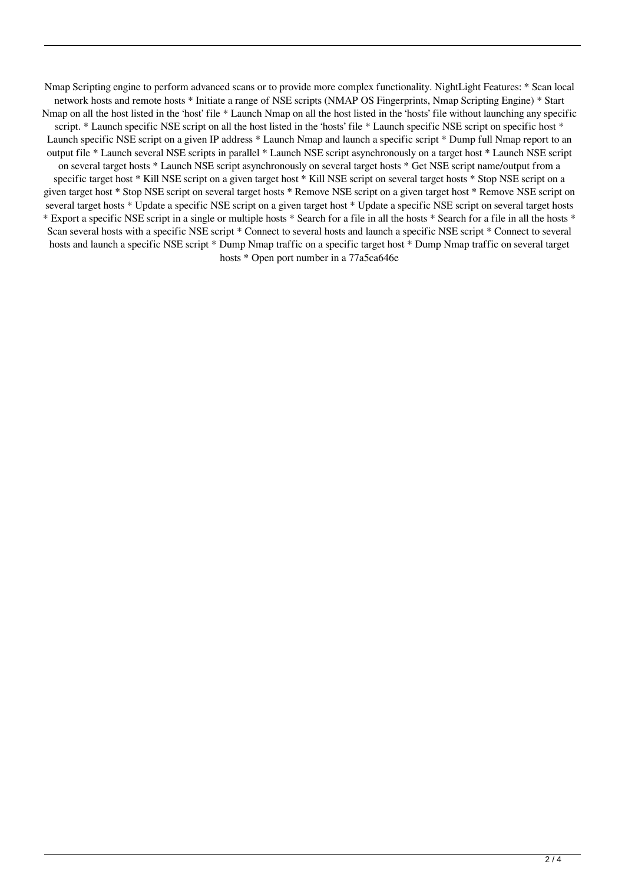Nmap Scripting engine to perform advanced scans or to provide more complex functionality. NightLight Features: * Scan local network hosts and remote hosts * Initiate a range of NSE scripts (NMAP OS Fingerprints, Nmap Scripting Engine) * Start Nmap on all the host listed in the 'host' file * Launch Nmap on all the host listed in the 'hosts' file without launching any specific script. * Launch specific NSE script on all the host listed in the 'hosts' file * Launch specific NSE script on specific host * Launch specific NSE script on a given IP address * Launch Nmap and launch a specific script * Dump full Nmap report to an output file * Launch several NSE scripts in parallel * Launch NSE script asynchronously on a target host * Launch NSE script on several target hosts * Launch NSE script asynchronously on several target hosts * Get NSE script name/output from a specific target host * Kill NSE script on a given target host * Kill NSE script on several target hosts * Stop NSE script on a given target host * Stop NSE script on several target hosts * Remove NSE script on a given target host * Remove NSE script on several target hosts * Update a specific NSE script on a given target host * Update a specific NSE script on several target hosts * Export a specific NSE script in a single or multiple hosts * Search for a file in all the hosts * Search for a file in all the hosts * Scan several hosts with a specific NSE script * Connect to several hosts and launch a specific NSE script * Connect to several hosts and launch a specific NSE script * Dump Nmap traffic on a specific target host * Dump Nmap traffic on several target hosts * Open port number in a 77a5ca646e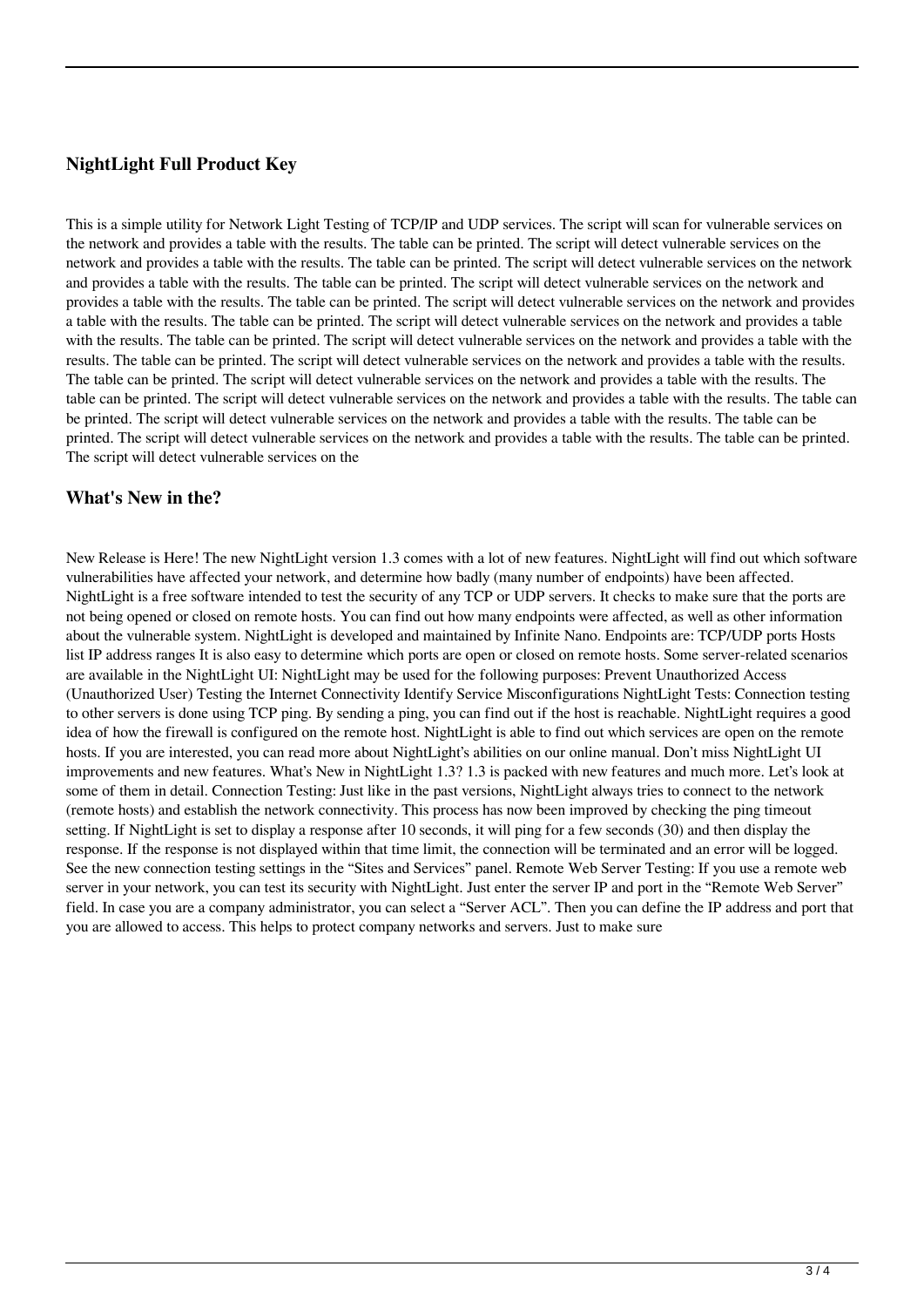### NightLight Full Product Key

This is a simple utility for Network Light Testing of TCP/IP and UDP services. The script will scan for vulnerable services on the network and provides a table with the results. The table can be printed. The script will detect vulnerable services on the network and provides a table with the results. The table can be printed. The script will detect vulnerable services on the network and provides a table with the results. The table can be printed. The script will detect vulnerable services on the network and provides a table with the results. The table can be printed. The script will detect vulnerable services on the network and provides a table with the results. The table can be printed. The script will detect vulnerable services on the network and provides a table with the results. The table can be printed. The script will detect vulnerable services on the network and provides a table with the results. The table can be printed. The script will detect vulnerable services on the network and provides a table with the results. The table can be printed. The script will detect vulnerable services on the network and provides a table with the results. The table can be printed. The script will detect vulnerable services on the network and provides a table with the results. The table can be printed. The script will detect vulnerable services on the network and provides a table with the results. The table can be printed. The script will detect vulnerable services on the network and provides a table with the results. The table can be printed. The script will detect vulnerable services on the

### What's New in the?

New Release is Here! The new NightLight version 1.3 comes with a lot of new features. NightLight will find out which software vulnerabilities have affected your network, and determine how badly (many number of endpoints) have been affected. NightLight is a free software intended to test the security of any TCP or UDP servers. It checks to make sure that the ports are not being opened or closed on remote hosts. You can find out how many endpoints were affected, as well as other information about the vulnerable system. NightLight is developed and maintained by Infinite Nano. Endpoints are: TCP/UDP ports Hosts list IP address ranges It is also easy to determine which ports are open or closed on remote hosts. Some server-related scenarios are available in the NightLight UI: NightLight may be used for the following purposes: Prevent Unauthorized Access (Unauthorized User) Testing the Internet Connectivity Identify Service Misconfigurations NightLight Tests: Connection testing to other servers is done using TCP ping. By sending a ping, you can find out if the host is reachable. NightLight requires a good idea of how the firewall is configured on the remote host. NightLight is able to find out which services are open on the remote hosts. If you are interested, you can read more about NightLight's abilities on our online manual. Don't miss NightLight UI improvements and new features. What's New in NightLight 1.3? 1.3 is packed with new features and much more. Let's look at some of them in detail. Connection Testing: Just like in the past versions, NightLight always tries to connect to the network (remote hosts) and establish the network connectivity. This process has now been improved by checking the ping timeout setting. If NightLight is set to display a response after 10 seconds, it will ping for a few seconds (30) and then display the response. If the response is not displayed within that time limit, the connection will be terminated and an error will be logged. See the new connection testing settings in the "Sites and Services" panel. Remote Web Server Testing: If you use a remote web server in your network, you can test its security with NightLight. Just enter the server IP and port in the "Remote Web Server" field. In case you are a company administrator, you can select a "Server ACL". Then you can define the IP address and port that you are allowed to access. This helps to protect company networks and servers. Just to make sure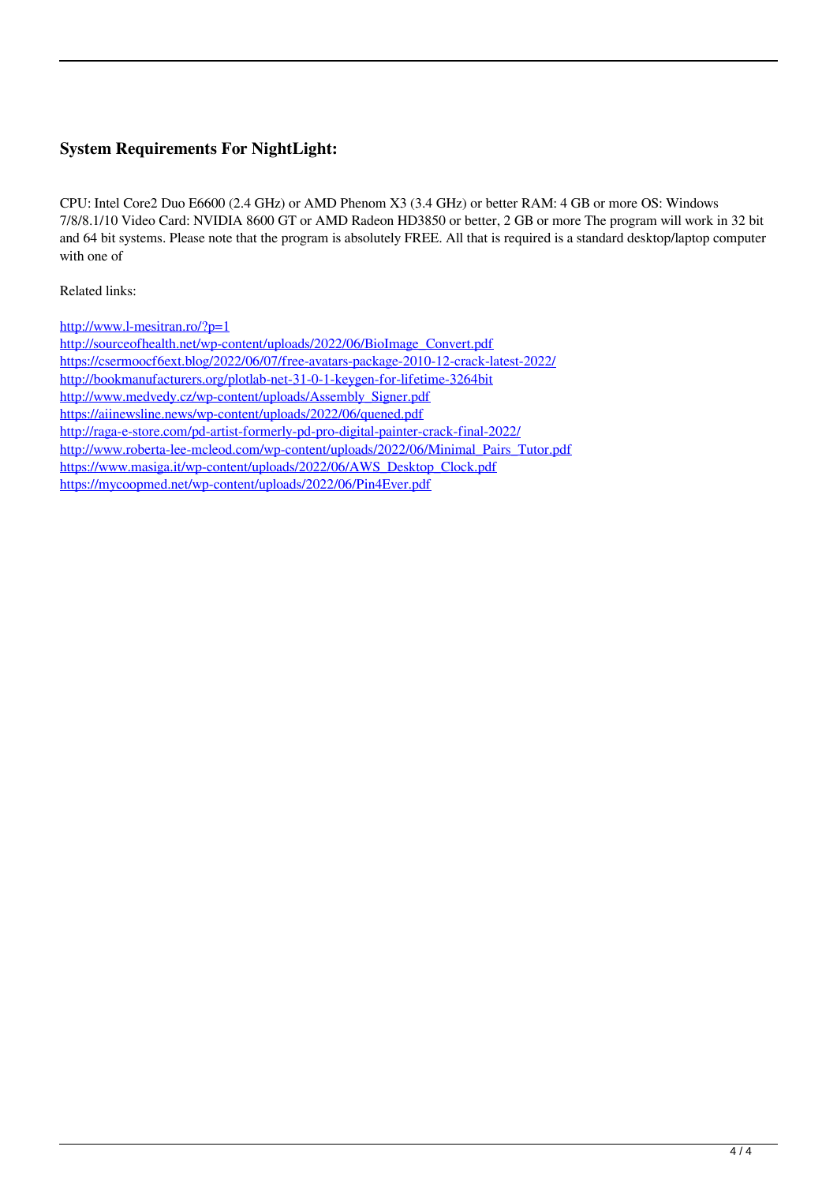### System Requirements For NightLight:

CPU: Intel Core2 Duo E6600 (2.4 GHz) or AMD Phenom X3 (3.4 GHz) or better RAM: 4 GB or more OS: Windows 7/8/8.1/10 Video Card: NVIDIA 8600 GT or AMD Radeon HD3850 or better, 2 GB or more The program will work in 32 bit and 64 bit systems. Please note that the program is absolutely FREE. All that is required is a standard desktop/laptop computer with one of

Related links:

http://www.l-mesitran.ro/?p=1
http://sourceofhealth.net/wp-content/uploads/2022/06/BioImage_Convert.pdf
https://csermoocf6ext.blog/2022/06/07/free-avatars-package-2010-12-crack-latest-2022/
http://bookmanufacturers.org/plotlab-net-31-0-1-keygen-for-lifetime-3264bit
http://www.medvedy.cz/wp-content/uploads/Assembly_Signer.pdf
https://aiinewsline.news/wp-content/uploads/2022/06/quened.pdf
http://raga-e-store.com/pd-artist-formerly-pd-pro-digital-painter-crack-final-2022/
http://www.roberta-lee-mcleod.com/wp-content/uploads/2022/06/Minimal_Pairs_Tutor.pdf
https://www.masiga.it/wp-content/uploads/2022/06/AWS_Desktop_Clock.pdf
https://mycoopmed.net/wp-content/uploads/2022/06/Pin4Ever.pdf